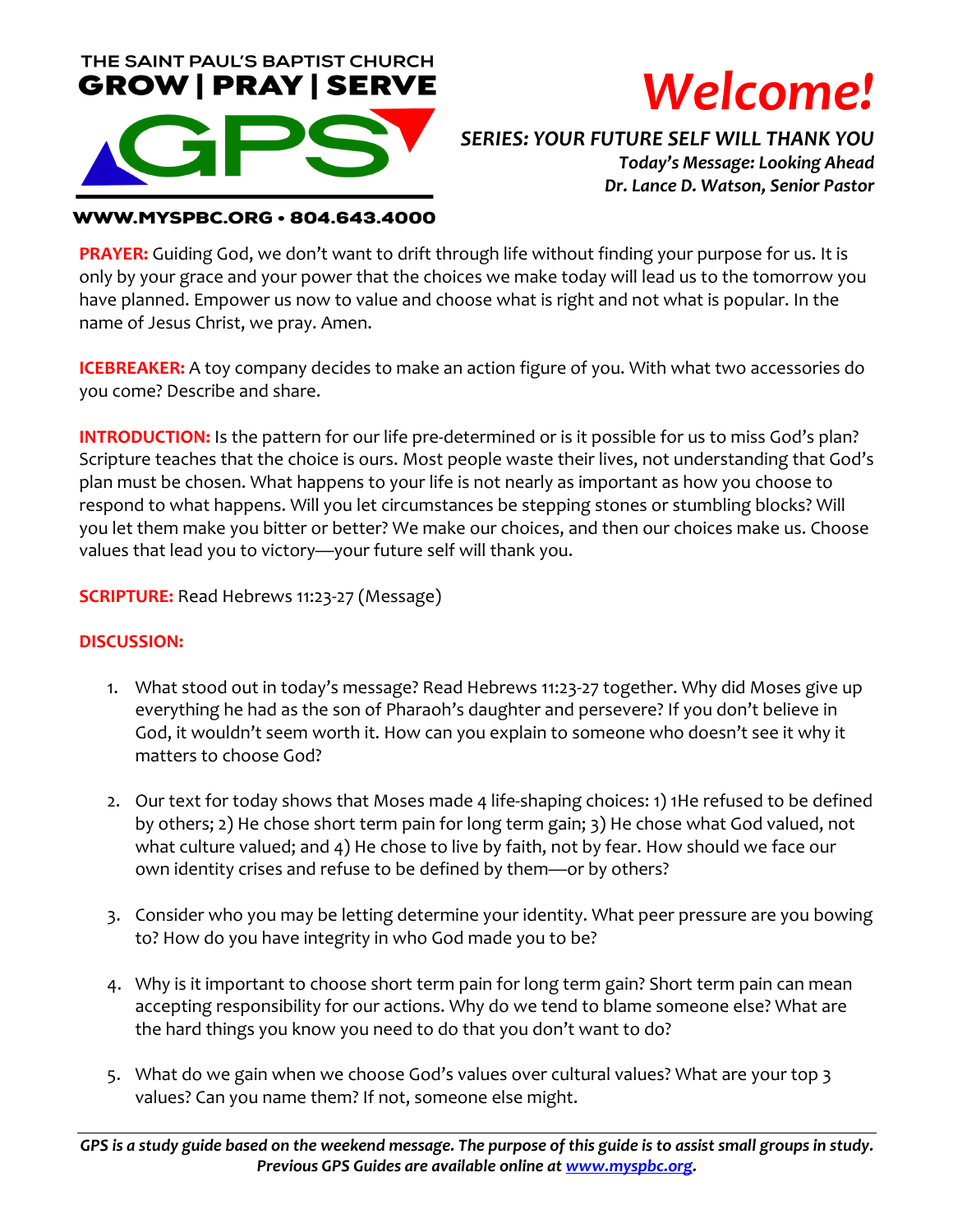THE SAINT PAUL'S BAPTIST CHURCH
**GROW | PRAY | SERVE**

**GPS**

**WWW.MYSPBC.ORG • 804.643.4000**

# *Welcome!*

***SERIES: YOUR FUTURE SELF WILL THANK YOU***
***Today's Message: Looking Ahead***
***Dr. Lance D. Watson, Senior Pastor***

**PRAYER:** Guiding God, we don't want to drift through life without finding your purpose for us. It is only by your grace and your power that the choices we make today will lead us to the tomorrow you have planned. Empower us now to value and choose what is right and not what is popular. In the name of Jesus Christ, we pray. Amen.

**ICEBREAKER:** A toy company decides to make an action figure of you. With what two accessories do you come? Describe and share.

**INTRODUCTION:** Is the pattern for our life pre-determined or is it possible for us to miss God's plan? Scripture teaches that the choice is ours. Most people waste their lives, not understanding that God's plan must be chosen. What happens to your life is not nearly as important as how you choose to respond to what happens. Will you let circumstances be stepping stones or stumbling blocks? Will you let them make you bitter or better? We make our choices, and then our choices make us. Choose values that lead you to victory—your future self will thank you.

**SCRIPTURE:** Read Hebrews 11:23-27 (Message)

**DISCUSSION:**

1. What stood out in today's message? Read Hebrews 11:23-27 together. Why did Moses give up everything he had as the son of Pharaoh's daughter and persevere? If you don't believe in God, it wouldn't seem worth it. How can you explain to someone who doesn't see it why it matters to choose God?

2. Our text for today shows that Moses made 4 life-shaping choices: 1) 1He refused to be defined by others; 2) He chose short term pain for long term gain; 3) He chose what God valued, not what culture valued; and 4) He chose to live by faith, not by fear. How should we face our own identity crises and refuse to be defined by them—or by others?

3. Consider who you may be letting determine your identity. What peer pressure are you bowing to? How do you have integrity in who God made you to be?

4. Why is it important to choose short term pain for long term gain? Short term pain can mean accepting responsibility for our actions. Why do we tend to blame someone else? What are the hard things you know you need to do that you don't want to do?

5. What do we gain when we choose God's values over cultural values? What are your top 3 values? Can you name them? If not, someone else might.

---

***GPS is a study guide based on the weekend message. The purpose of this guide is to assist small groups in study. Previous GPS Guides are available online at [www.myspbc.org](www.myspbc.org).***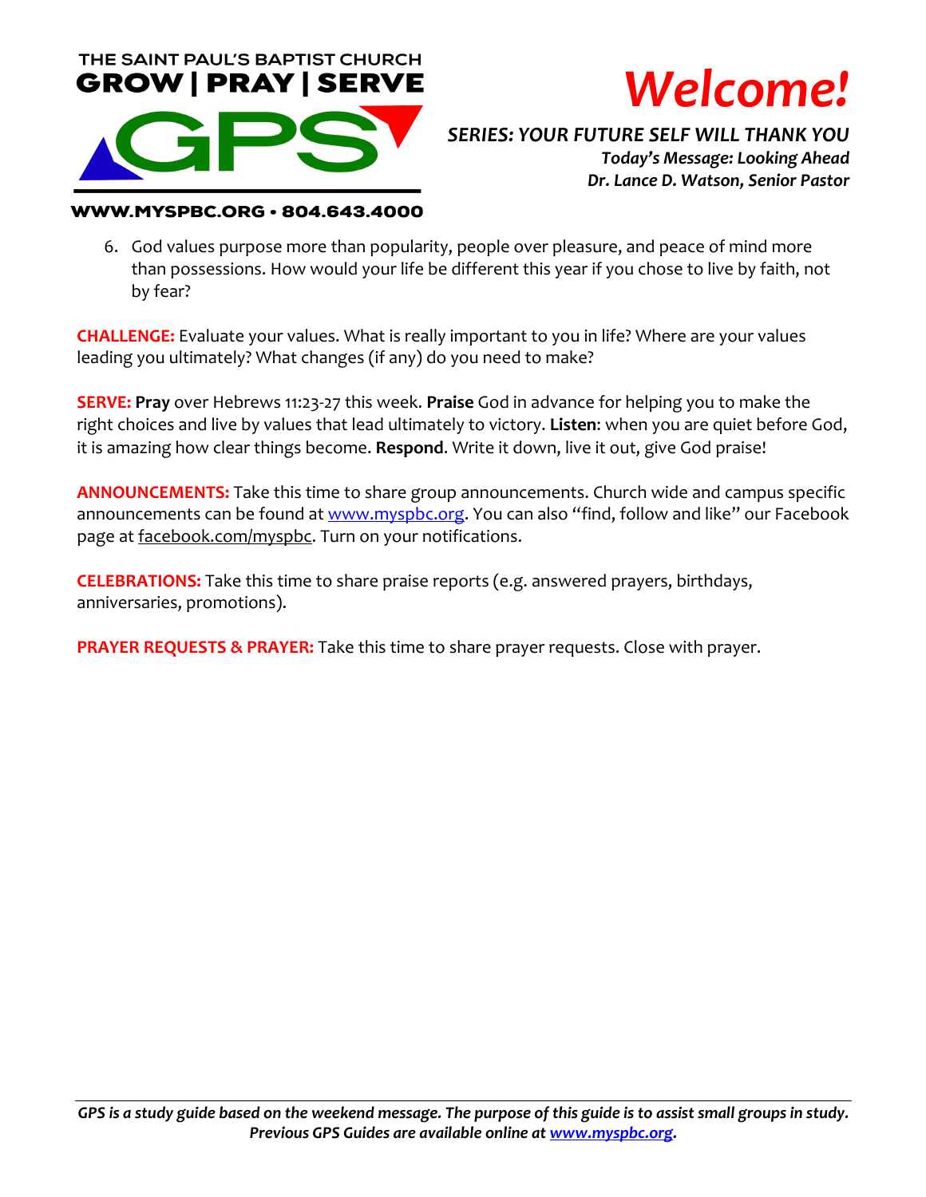THE SAINT PAUL'S BAPTIST CHURCH
**GROW | PRAY | SERVE**

# *Welcome!*

***SERIES: YOUR FUTURE SELF WILL THANK YOU***
***Today's Message: Looking Ahead***
***Dr. Lance D. Watson, Senior Pastor***

**WWW.MYSPBC.ORG • 804.643.4000**

6. God values purpose more than popularity, people over pleasure, and peace of mind more than possessions. How would your life be different this year if you chose to live by faith, not by fear?

**CHALLENGE:** Evaluate your values. What is really important to you in life? Where are your values leading you ultimately? What changes (if any) do you need to make?

**SERVE:** **Pray** over Hebrews 11:23-27 this week. **Praise** God in advance for helping you to make the right choices and live by values that lead ultimately to victory. **Listen**: when you are quiet before God, it is amazing how clear things become. **Respond**. Write it down, live it out, give God praise!

**ANNOUNCEMENTS:** Take this time to share group announcements. Church wide and campus specific announcements can be found at www.myspbc.org. You can also "find, follow and like" our Facebook page at facebook.com/myspbc. Turn on your notifications.

**CELEBRATIONS:** Take this time to share praise reports (e.g. answered prayers, birthdays, anniversaries, promotions).

**PRAYER REQUESTS & PRAYER:** Take this time to share prayer requests. Close with prayer.

***GPS is a study guide based on the weekend message. The purpose of this guide is to assist small groups in study. Previous GPS Guides are available online at www.myspbc.org.***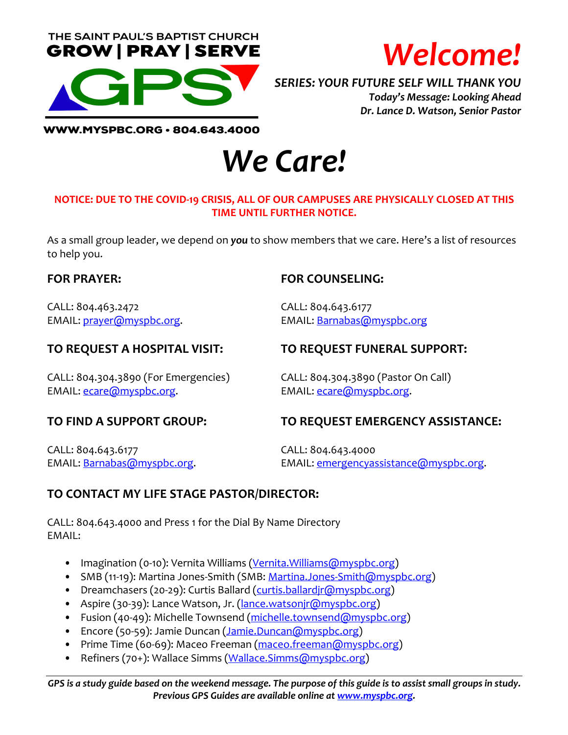THE SAINT PAUL'S BAPTIST CHURCH
GROW | PRAY | SERVE

GPS

WWW.MYSPBC.ORG • 804.643.4000

# *Welcome!*

***SERIES: YOUR FUTURE SELF WILL THANK YOU***
***Today's Message: Looking Ahead***
***Dr. Lance D. Watson, Senior Pastor***

# *We Care!*

**NOTICE: DUE TO THE COVID-19 CRISIS, ALL OF OUR CAMPUSES ARE PHYSICALLY CLOSED AT THIS TIME UNTIL FURTHER NOTICE.**

As a small group leader, we depend on ***you*** to show members that we care. Here's a list of resources to help you.

### FOR PRAYER:

CALL: 804.463.2472
EMAIL: prayer@myspbc.org.

### FOR COUNSELING:

CALL: 804.643.6177
EMAIL: Barnabas@myspbc.org

### TO REQUEST A HOSPITAL VISIT:

CALL: 804.304.3890 (For Emergencies)
EMAIL: ecare@myspbc.org.

### TO REQUEST FUNERAL SUPPORT:

CALL: 804.304.3890 (Pastor On Call)
EMAIL: ecare@myspbc.org.

### TO FIND A SUPPORT GROUP:

CALL: 804.643.6177
EMAIL: Barnabas@myspbc.org.

### TO REQUEST EMERGENCY ASSISTANCE:

CALL: 804.643.4000
EMAIL: emergencyassistance@myspbc.org.

### TO CONTACT MY LIFE STAGE PASTOR/DIRECTOR:

CALL: 804.643.4000 and Press 1 for the Dial By Name Directory
EMAIL:

- Imagination (0-10): Vernita Williams (Vernita.Williams@myspbc.org)
- SMB (11-19): Martina Jones-Smith (SMB: Martina.Jones-Smith@myspbc.org)
- Dreamchasers (20-29): Curtis Ballard (curtis.ballardjr@myspbc.org)
- Aspire (30-39): Lance Watson, Jr. (lance.watsonjr@myspbc.org)
- Fusion (40-49): Michelle Townsend (michelle.townsend@myspbc.org)
- Encore (50-59): Jamie Duncan (Jamie.Duncan@myspbc.org)
- Prime Time (60-69): Maceo Freeman (maceo.freeman@myspbc.org)
- Refiners (70+): Wallace Simms (Wallace.Simms@myspbc.org)

---

***GPS is a study guide based on the weekend message. The purpose of this guide is to assist small groups in study. Previous GPS Guides are available online at www.myspbc.org.***